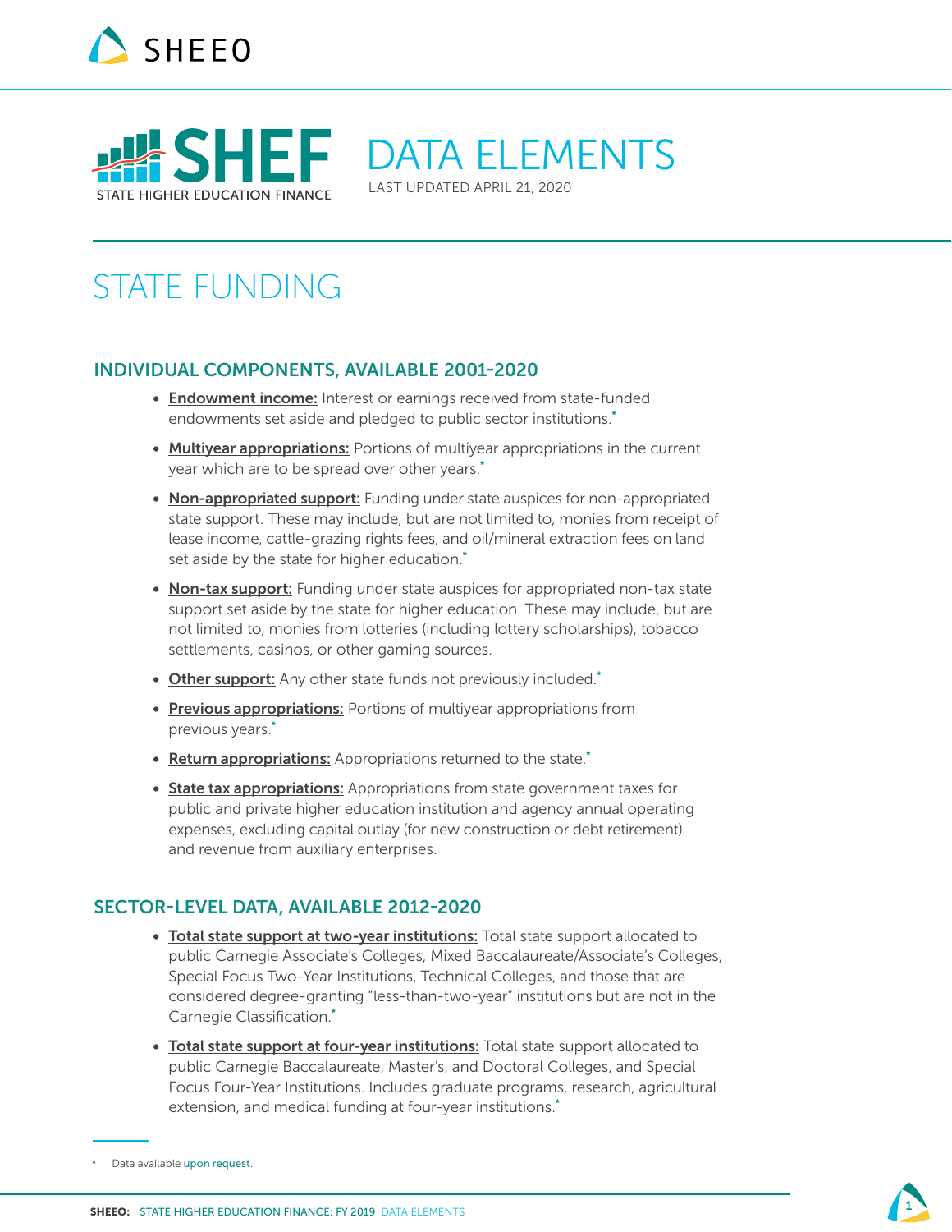SHEEO

# SHEF DATA ELEMENTS

STATE HIGHER EDUCATION FINANCE

LAST UPDATED APRIL 21, 2020

## STATE FUNDING

### INDIVIDUAL COMPONENTS, AVAILABLE 2001-2020

- **Endowment income:** Interest or earnings received from state-funded endowments set aside and pledged to public sector institutions.*
- **Multiyear appropriations:** Portions of multiyear appropriations in the current year which are to be spread over other years.*
- **Non-appropriated support:** Funding under state auspices for non-appropriated state support. These may include, but are not limited to, monies from receipt of lease income, cattle-grazing rights fees, and oil/mineral extraction fees on land set aside by the state for higher education.*
- **Non-tax support:** Funding under state auspices for appropriated non-tax state support set aside by the state for higher education. These may include, but are not limited to, monies from lotteries (including lottery scholarships), tobacco settlements, casinos, or other gaming sources.
- **Other support:** Any other state funds not previously included.*
- **Previous appropriations:** Portions of multiyear appropriations from previous years.*
- **Return appropriations:** Appropriations returned to the state.*
- **State tax appropriations:** Appropriations from state government taxes for public and private higher education institution and agency annual operating expenses, excluding capital outlay (for new construction or debt retirement) and revenue from auxiliary enterprises.

### SECTOR-LEVEL DATA, AVAILABLE 2012-2020

- **Total state support at two-year institutions:** Total state support allocated to public Carnegie Associate's Colleges, Mixed Baccalaureate/Associate's Colleges, Special Focus Two-Year Institutions, Technical Colleges, and those that are considered degree-granting "less-than-two-year" institutions but are not in the Carnegie Classification.*
- **Total state support at four-year institutions:** Total state support allocated to public Carnegie Baccalaureate, Master's, and Doctoral Colleges, and Special Focus Four-Year Institutions. Includes graduate programs, research, agricultural extension, and medical funding at four-year institutions.*

\* Data available upon request.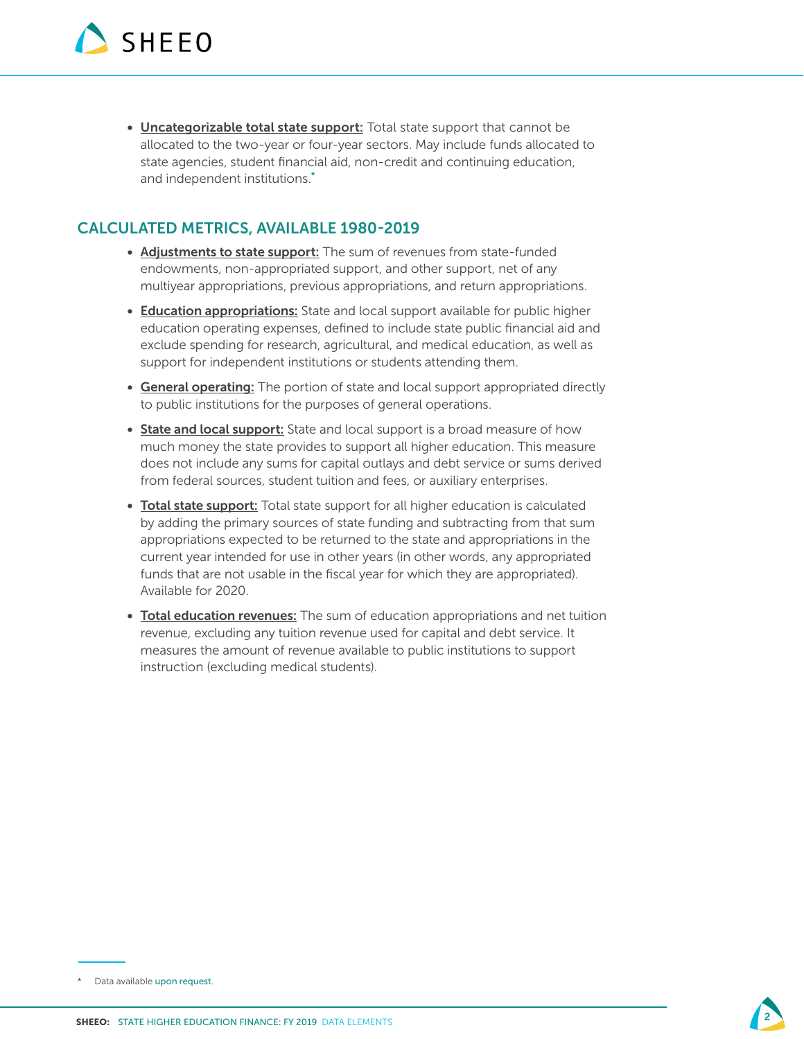- **Uncategorizable total state support:** Total state support that cannot be allocated to the two-year or four-year sectors. May include funds allocated to state agencies, student financial aid, non-credit and continuing education, and independent institutions.*

## CALCULATED METRICS, AVAILABLE 1980-2019

- **Adjustments to state support:** The sum of revenues from state-funded endowments, non-appropriated support, and other support, net of any multiyear appropriations, previous appropriations, and return appropriations.
- **Education appropriations:** State and local support available for public higher education operating expenses, defined to include state public financial aid and exclude spending for research, agricultural, and medical education, as well as support for independent institutions or students attending them.
- **General operating:** The portion of state and local support appropriated directly to public institutions for the purposes of general operations.
- **State and local support:** State and local support is a broad measure of how much money the state provides to support all higher education. This measure does not include any sums for capital outlays and debt service or sums derived from federal sources, student tuition and fees, or auxiliary enterprises.
- **Total state support:** Total state support for all higher education is calculated by adding the primary sources of state funding and subtracting from that sum appropriations expected to be returned to the state and appropriations in the current year intended for use in other years (in other words, any appropriated funds that are not usable in the fiscal year for which they are appropriated). Available for 2020.
- **Total education revenues:** The sum of education appropriations and net tuition revenue, excluding any tuition revenue used for capital and debt service. It measures the amount of revenue available to public institutions to support instruction (excluding medical students).

\* Data available upon request.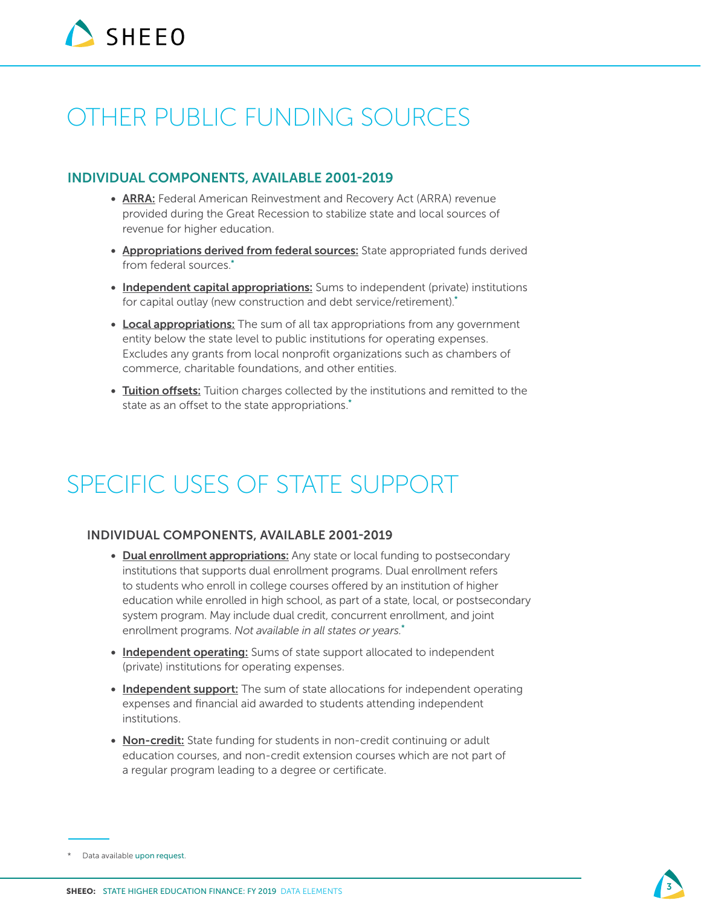# OTHER PUBLIC FUNDING SOURCES

## INDIVIDUAL COMPONENTS, AVAILABLE 2001-2019

- **ARRA:** Federal American Reinvestment and Recovery Act (ARRA) revenue provided during the Great Recession to stabilize state and local sources of revenue for higher education.
- **Appropriations derived from federal sources:** State appropriated funds derived from federal sources.*
- **Independent capital appropriations:** Sums to independent (private) institutions for capital outlay (new construction and debt service/retirement).*
- **Local appropriations:** The sum of all tax appropriations from any government entity below the state level to public institutions for operating expenses. Excludes any grants from local nonprofit organizations such as chambers of commerce, charitable foundations, and other entities.
- **Tuition offsets:** Tuition charges collected by the institutions and remitted to the state as an offset to the state appropriations.*

# SPECIFIC USES OF STATE SUPPORT

## INDIVIDUAL COMPONENTS, AVAILABLE 2001-2019

- **Dual enrollment appropriations:** Any state or local funding to postsecondary institutions that supports dual enrollment programs. Dual enrollment refers to students who enroll in college courses offered by an institution of higher education while enrolled in high school, as part of a state, local, or postsecondary system program. May include dual credit, concurrent enrollment, and joint enrollment programs. *Not available in all states or years.**
- **Independent operating:** Sums of state support allocated to independent (private) institutions for operating expenses.
- **Independent support:** The sum of state allocations for independent operating expenses and financial aid awarded to students attending independent institutions.
- **Non-credit:** State funding for students in non-credit continuing or adult education courses, and non-credit extension courses which are not part of a regular program leading to a degree or certificate.

---

* Data available upon request.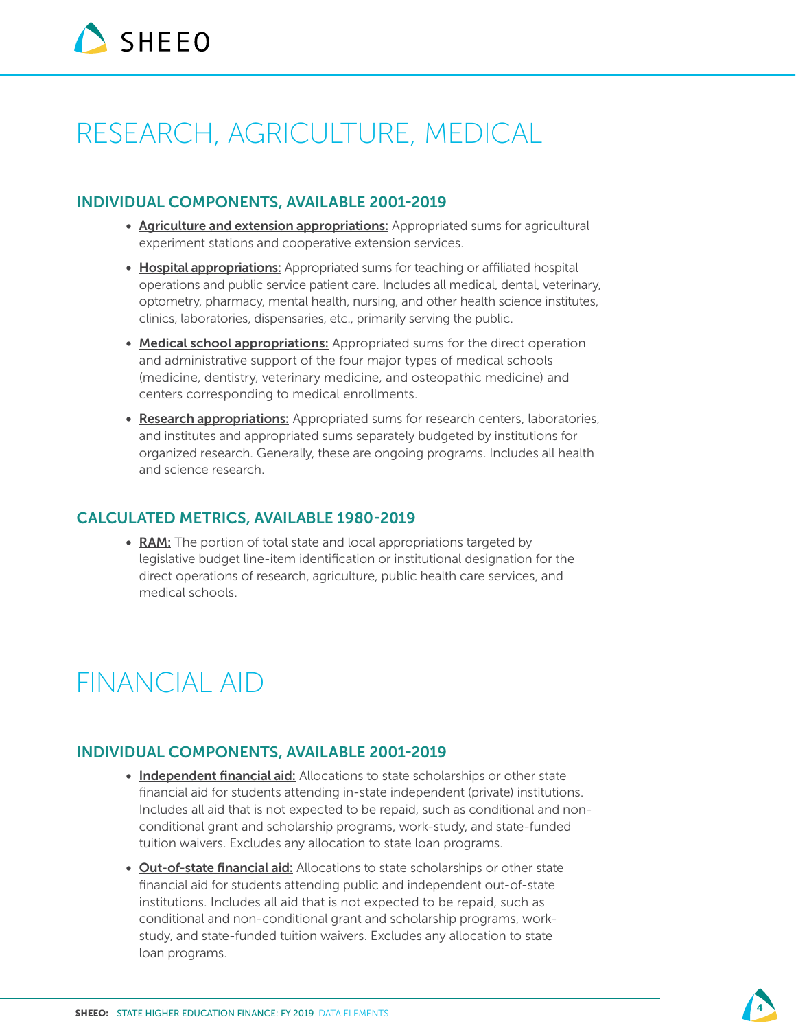# RESEARCH, AGRICULTURE, MEDICAL

## INDIVIDUAL COMPONENTS, AVAILABLE 2001-2019

- **Agriculture and extension appropriations:** Appropriated sums for agricultural experiment stations and cooperative extension services.
- **Hospital appropriations:** Appropriated sums for teaching or affiliated hospital operations and public service patient care. Includes all medical, dental, veterinary, optometry, pharmacy, mental health, nursing, and other health science institutes, clinics, laboratories, dispensaries, etc., primarily serving the public.
- **Medical school appropriations:** Appropriated sums for the direct operation and administrative support of the four major types of medical schools (medicine, dentistry, veterinary medicine, and osteopathic medicine) and centers corresponding to medical enrollments.
- **Research appropriations:** Appropriated sums for research centers, laboratories, and institutes and appropriated sums separately budgeted by institutions for organized research. Generally, these are ongoing programs. Includes all health and science research.

## CALCULATED METRICS, AVAILABLE 1980-2019

- **RAM:** The portion of total state and local appropriations targeted by legislative budget line-item identification or institutional designation for the direct operations of research, agriculture, public health care services, and medical schools.

# FINANCIAL AID

## INDIVIDUAL COMPONENTS, AVAILABLE 2001-2019

- **Independent financial aid:** Allocations to state scholarships or other state financial aid for students attending in-state independent (private) institutions. Includes all aid that is not expected to be repaid, such as conditional and non-conditional grant and scholarship programs, work-study, and state-funded tuition waivers. Excludes any allocation to state loan programs.
- **Out-of-state financial aid:** Allocations to state scholarships or other state financial aid for students attending public and independent out-of-state institutions. Includes all aid that is not expected to be repaid, such as conditional and non-conditional grant and scholarship programs, work-study, and state-funded tuition waivers. Excludes any allocation to state loan programs.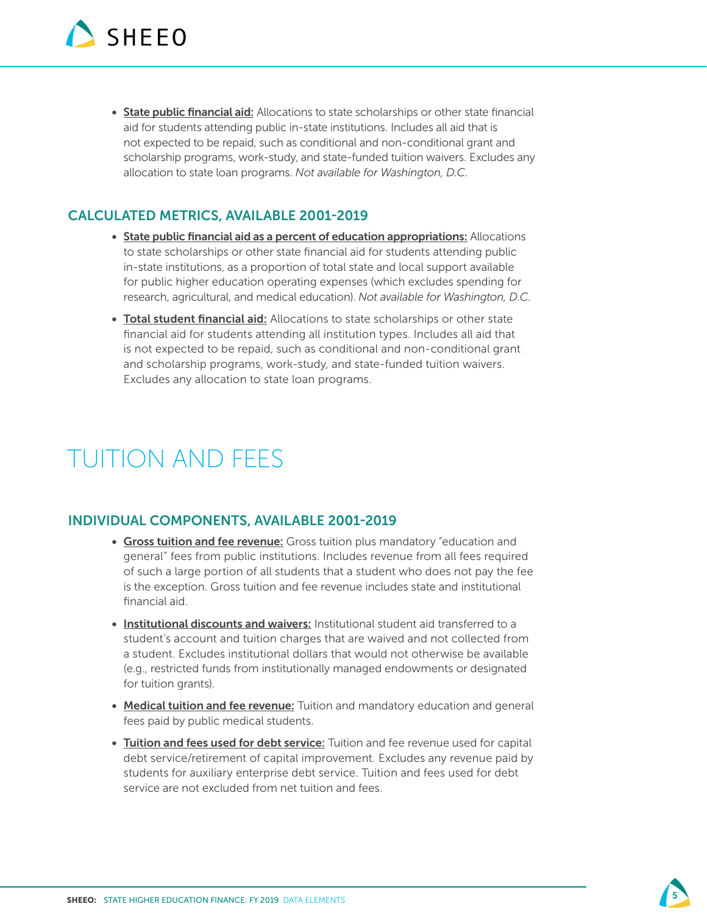- **State public financial aid:** Allocations to state scholarships or other state financial aid for students attending public in-state institutions. Includes all aid that is not expected to be repaid, such as conditional and non-conditional grant and scholarship programs, work-study, and state-funded tuition waivers. Excludes any allocation to state loan programs. *Not available for Washington, D.C.*

### CALCULATED METRICS, AVAILABLE 2001-2019

- **State public financial aid as a percent of education appropriations:** Allocations to state scholarships or other state financial aid for students attending public in-state institutions, as a proportion of total state and local support available for public higher education operating expenses (which excludes spending for research, agricultural, and medical education). *Not available for Washington, D.C.*
- **Total student financial aid:** Allocations to state scholarships or other state financial aid for students attending all institution types. Includes all aid that is not expected to be repaid, such as conditional and non-conditional grant and scholarship programs, work-study, and state-funded tuition waivers. Excludes any allocation to state loan programs.

## TUITION AND FEES

### INDIVIDUAL COMPONENTS, AVAILABLE 2001-2019

- **Gross tuition and fee revenue:** Gross tuition plus mandatory "education and general" fees from public institutions. Includes revenue from all fees required of such a large portion of all students that a student who does not pay the fee is the exception. Gross tuition and fee revenue includes state and institutional financial aid.
- **Institutional discounts and waivers:** Institutional student aid transferred to a student's account and tuition charges that are waived and not collected from a student. Excludes institutional dollars that would not otherwise be available (e.g., restricted funds from institutionally managed endowments or designated for tuition grants).
- **Medical tuition and fee revenue:** Tuition and mandatory education and general fees paid by public medical students.
- **Tuition and fees used for debt service:** Tuition and fee revenue used for capital debt service/retirement of capital improvement. Excludes any revenue paid by students for auxiliary enterprise debt service. Tuition and fees used for debt service are not excluded from net tuition and fees.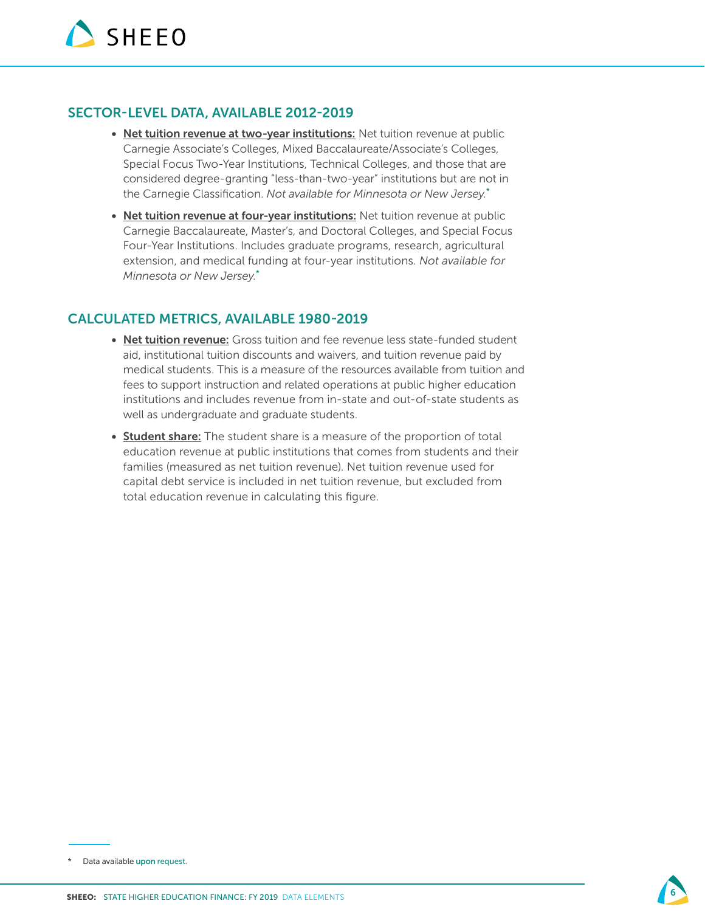## SECTOR-LEVEL DATA, AVAILABLE 2012-2019

- **Net tuition revenue at two-year institutions:** Net tuition revenue at public Carnegie Associate's Colleges, Mixed Baccalaureate/Associate's Colleges, Special Focus Two-Year Institutions, Technical Colleges, and those that are considered degree-granting "less-than-two-year" institutions but are not in the Carnegie Classification. *Not available for Minnesota or New Jersey.*\*

- **Net tuition revenue at four-year institutions:** Net tuition revenue at public Carnegie Baccalaureate, Master's, and Doctoral Colleges, and Special Focus Four-Year Institutions. Includes graduate programs, research, agricultural extension, and medical funding at four-year institutions. *Not available for Minnesota or New Jersey.*\*

## CALCULATED METRICS, AVAILABLE 1980-2019

- **Net tuition revenue:** Gross tuition and fee revenue less state-funded student aid, institutional tuition discounts and waivers, and tuition revenue paid by medical students. This is a measure of the resources available from tuition and fees to support instruction and related operations at public higher education institutions and includes revenue from in-state and out-of-state students as well as undergraduate and graduate students.

- **Student share:** The student share is a measure of the proportion of total education revenue at public institutions that comes from students and their families (measured as net tuition revenue). Net tuition revenue used for capital debt service is included in net tuition revenue, but excluded from total education revenue in calculating this figure.

\* Data available upon request.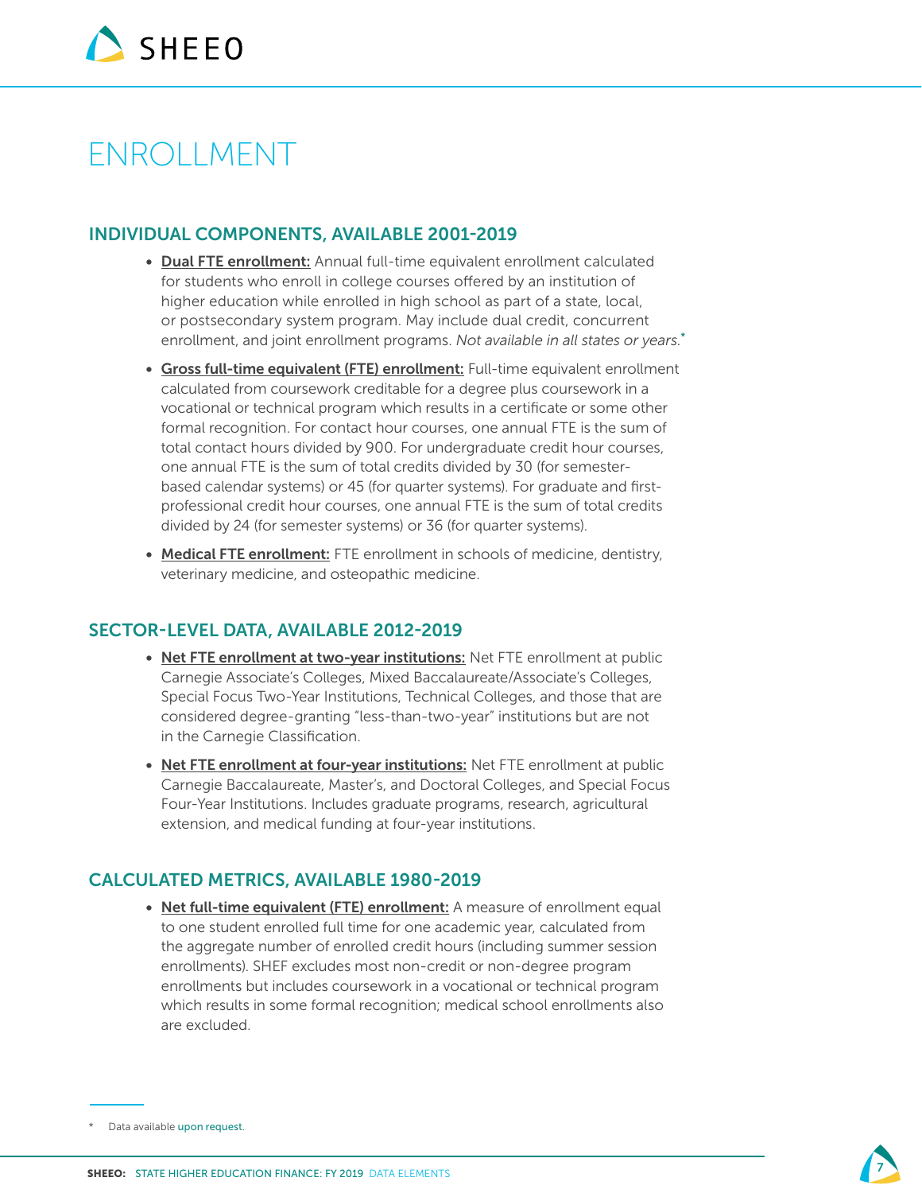# ENROLLMENT

## INDIVIDUAL COMPONENTS, AVAILABLE 2001-2019

- **Dual FTE enrollment:** Annual full-time equivalent enrollment calculated for students who enroll in college courses offered by an institution of higher education while enrolled in high school as part of a state, local, or postsecondary system program. May include dual credit, concurrent enrollment, and joint enrollment programs. *Not available in all states or years.*\*
- **Gross full-time equivalent (FTE) enrollment:** Full-time equivalent enrollment calculated from coursework creditable for a degree plus coursework in a vocational or technical program which results in a certificate or some other formal recognition. For contact hour courses, one annual FTE is the sum of total contact hours divided by 900. For undergraduate credit hour courses, one annual FTE is the sum of total credits divided by 30 (for semester-based calendar systems) or 45 (for quarter systems). For graduate and first-professional credit hour courses, one annual FTE is the sum of total credits divided by 24 (for semester systems) or 36 (for quarter systems).
- **Medical FTE enrollment:** FTE enrollment in schools of medicine, dentistry, veterinary medicine, and osteopathic medicine.

## SECTOR-LEVEL DATA, AVAILABLE 2012-2019

- **Net FTE enrollment at two-year institutions:** Net FTE enrollment at public Carnegie Associate's Colleges, Mixed Baccalaureate/Associate's Colleges, Special Focus Two-Year Institutions, Technical Colleges, and those that are considered degree-granting "less-than-two-year" institutions but are not in the Carnegie Classification.
- **Net FTE enrollment at four-year institutions:** Net FTE enrollment at public Carnegie Baccalaureate, Master's, and Doctoral Colleges, and Special Focus Four-Year Institutions. Includes graduate programs, research, agricultural extension, and medical funding at four-year institutions.

## CALCULATED METRICS, AVAILABLE 1980-2019

- **Net full-time equivalent (FTE) enrollment:** A measure of enrollment equal to one student enrolled full time for one academic year, calculated from the aggregate number of enrolled credit hours (including summer session enrollments). SHEF excludes most non-credit or non-degree program enrollments but includes coursework in a vocational or technical program which results in some formal recognition; medical school enrollments also are excluded.

\* Data available upon request.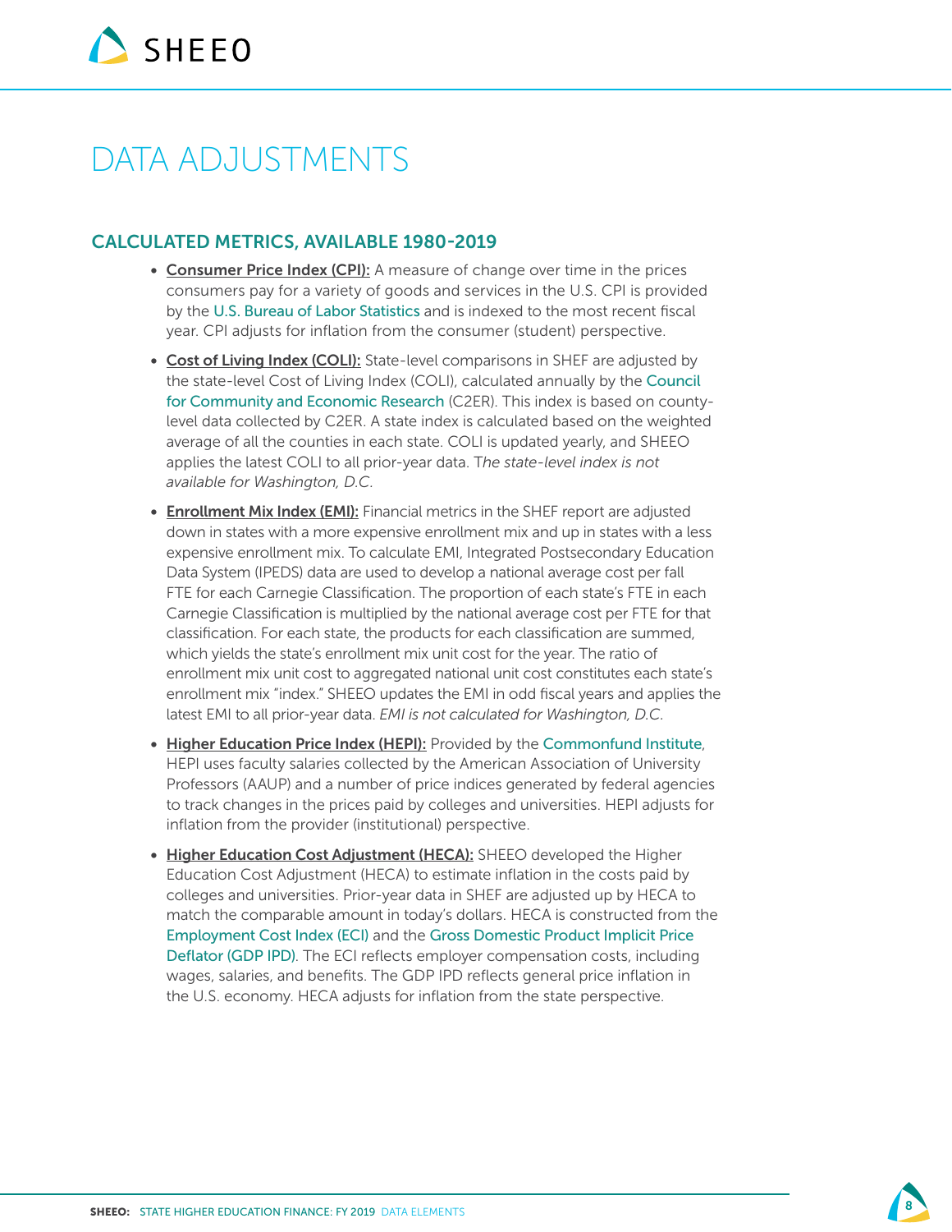# DATA ADJUSTMENTS

## CALCULATED METRICS, AVAILABLE 1980-2019

- **Consumer Price Index (CPI):** A measure of change over time in the prices consumers pay for a variety of goods and services in the U.S. CPI is provided by the U.S. Bureau of Labor Statistics and is indexed to the most recent fiscal year. CPI adjusts for inflation from the consumer (student) perspective.

- **Cost of Living Index (COLI):** State-level comparisons in SHEF are adjusted by the state-level Cost of Living Index (COLI), calculated annually by the Council for Community and Economic Research (C2ER). This index is based on county-level data collected by C2ER. A state index is calculated based on the weighted average of all the counties in each state. COLI is updated yearly, and SHEEO applies the latest COLI to all prior-year data. T*he state-level index is not available for Washington, D.C.*

- **Enrollment Mix Index (EMI):** Financial metrics in the SHEF report are adjusted down in states with a more expensive enrollment mix and up in states with a less expensive enrollment mix. To calculate EMI, Integrated Postsecondary Education Data System (IPEDS) data are used to develop a national average cost per fall FTE for each Carnegie Classification. The proportion of each state's FTE in each Carnegie Classification is multiplied by the national average cost per FTE for that classification. For each state, the products for each classification are summed, which yields the state's enrollment mix unit cost for the year. The ratio of enrollment mix unit cost to aggregated national unit cost constitutes each state's enrollment mix "index." SHEEO updates the EMI in odd fiscal years and applies the latest EMI to all prior-year data. *EMI is not calculated for Washington, D.C.*

- **Higher Education Price Index (HEPI):** Provided by the Commonfund Institute, HEPI uses faculty salaries collected by the American Association of University Professors (AAUP) and a number of price indices generated by federal agencies to track changes in the prices paid by colleges and universities. HEPI adjusts for inflation from the provider (institutional) perspective.

- **Higher Education Cost Adjustment (HECA):** SHEEO developed the Higher Education Cost Adjustment (HECA) to estimate inflation in the costs paid by colleges and universities. Prior-year data in SHEF are adjusted up by HECA to match the comparable amount in today's dollars. HECA is constructed from the Employment Cost Index (ECI) and the Gross Domestic Product Implicit Price Deflator (GDP IPD). The ECI reflects employer compensation costs, including wages, salaries, and benefits. The GDP IPD reflects general price inflation in the U.S. economy. HECA adjusts for inflation from the state perspective.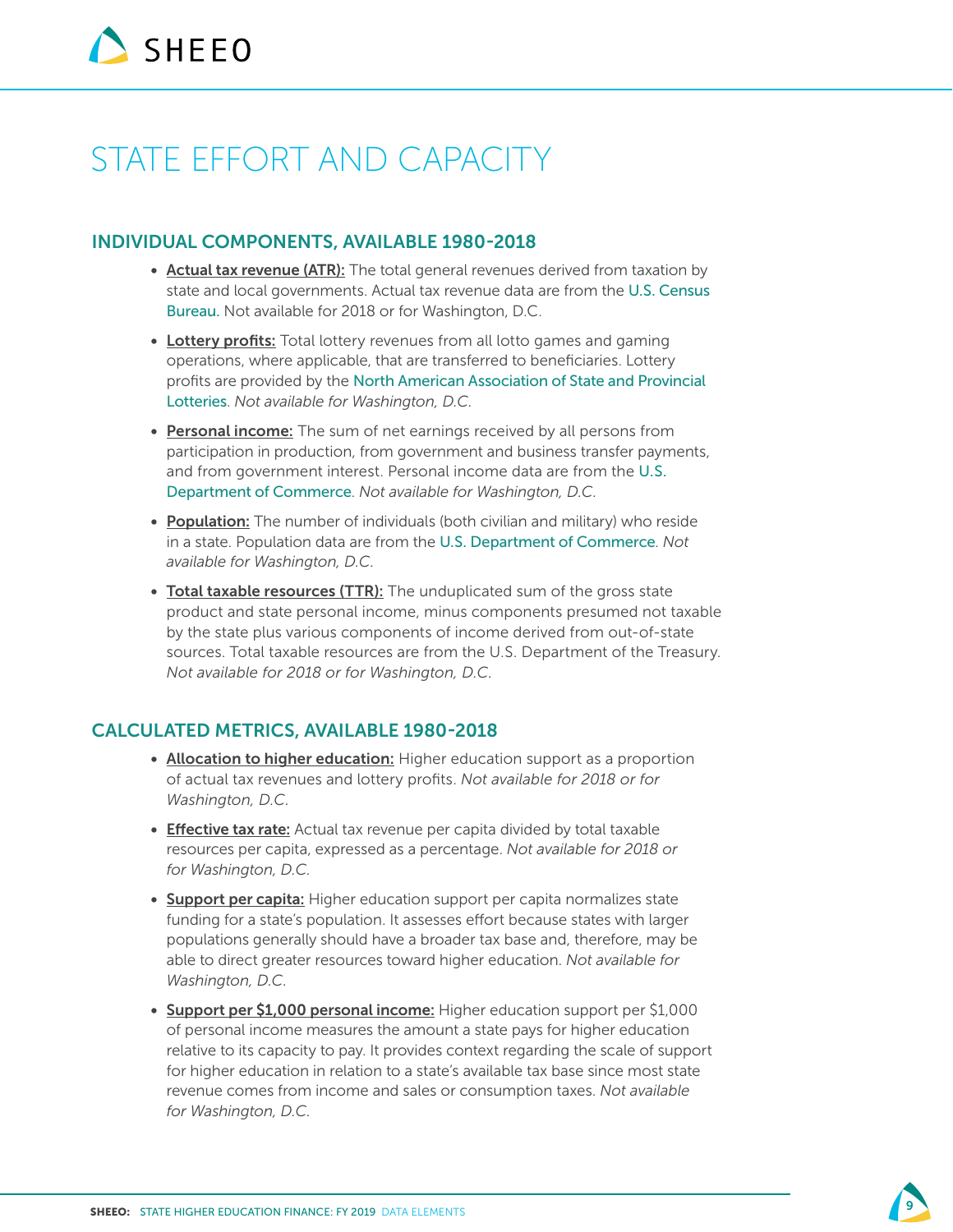# STATE EFFORT AND CAPACITY

## INDIVIDUAL COMPONENTS, AVAILABLE 1980-2018

- **Actual tax revenue (ATR):** The total general revenues derived from taxation by state and local governments. Actual tax revenue data are from the U.S. Census Bureau. Not available for 2018 or for Washington, D.C.
- **Lottery profits:** Total lottery revenues from all lotto games and gaming operations, where applicable, that are transferred to beneficiaries. Lottery profits are provided by the North American Association of State and Provincial Lotteries. *Not available for Washington, D.C.*
- **Personal income:** The sum of net earnings received by all persons from participation in production, from government and business transfer payments, and from government interest. Personal income data are from the U.S. Department of Commerce. *Not available for Washington, D.C.*
- **Population:** The number of individuals (both civilian and military) who reside in a state. Population data are from the U.S. Department of Commerce. *Not available for Washington, D.C.*
- **Total taxable resources (TTR):** The unduplicated sum of the gross state product and state personal income, minus components presumed not taxable by the state plus various components of income derived from out-of-state sources. Total taxable resources are from the U.S. Department of the Treasury. *Not available for 2018 or for Washington, D.C.*

## CALCULATED METRICS, AVAILABLE 1980-2018

- **Allocation to higher education:** Higher education support as a proportion of actual tax revenues and lottery profits. *Not available for 2018 or for Washington, D.C.*
- **Effective tax rate:** Actual tax revenue per capita divided by total taxable resources per capita, expressed as a percentage. *Not available for 2018 or for Washington, D.C.*
- **Support per capita:** Higher education support per capita normalizes state funding for a state's population. It assesses effort because states with larger populations generally should have a broader tax base and, therefore, may be able to direct greater resources toward higher education. *Not available for Washington, D.C.*
- **Support per $1,000 personal income:** Higher education support per $1,000 of personal income measures the amount a state pays for higher education relative to its capacity to pay. It provides context regarding the scale of support for higher education in relation to a state's available tax base since most state revenue comes from income and sales or consumption taxes. *Not available for Washington, D.C.*